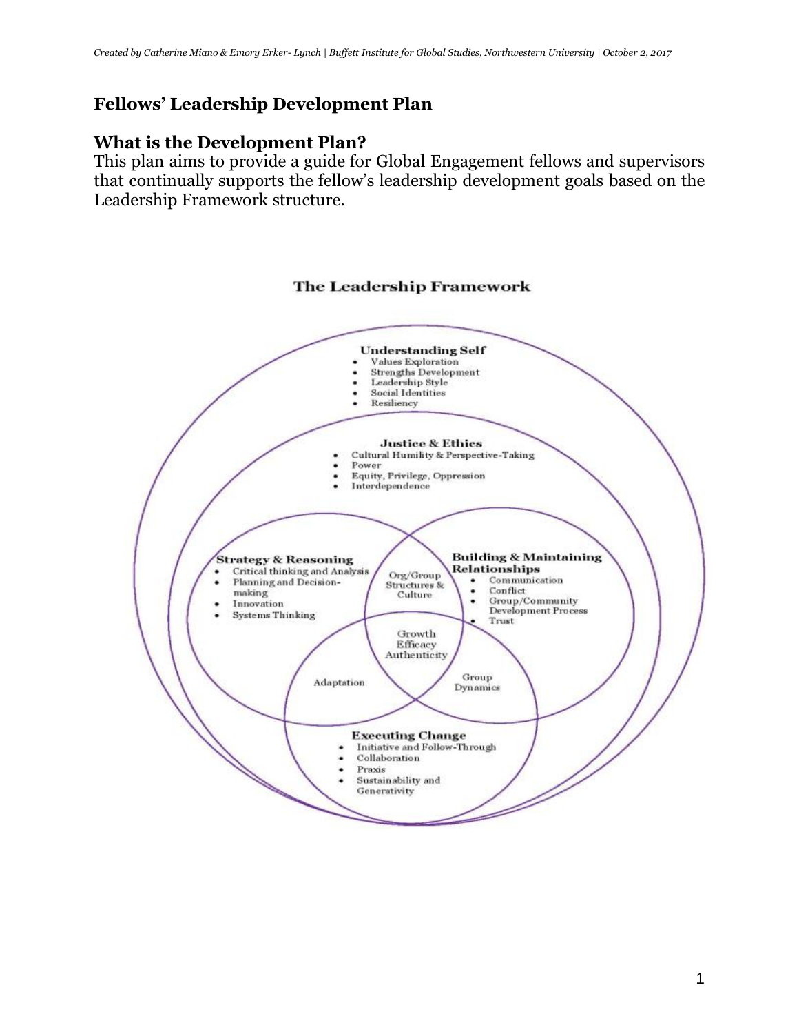*Created by Catherine Miano & Emory Erker- Lynch | Buffett Institute for Global Studies, Northwestern University | October 2, 2017*

## Fellows' Leadership Development Plan

### What is the Development Plan?

This plan aims to provide a guide for Global Engagement fellows and supervisors that continually supports the fellow's leadership development goals based on the Leadership Framework structure.

**The Leadership Framework**

**Understanding Self**
- Values Exploration
- Strengths Development
- Leadership Style
- Social Identities
- Resiliency

**Justice & Ethics**
- Cultural Humility & Perspective-Taking
- Power
- Equity, Privilege, Oppression
- Interdependence

**Strategy & Reasoning**
- Critical thinking and Analysis
- Planning and Decision-making
- Innovation
- Systems Thinking

Org/Group Structures & Culture

**Building & Maintaining Relationships**
- Communication
- Conflict
- Group/Community Development Process
- Trust

Growth
Efficacy
Authenticity

Adaptation

Group Dynamics

**Executing Change**
- Initiative and Follow-Through
- Collaboration
- Praxis
- Sustainability and Generativity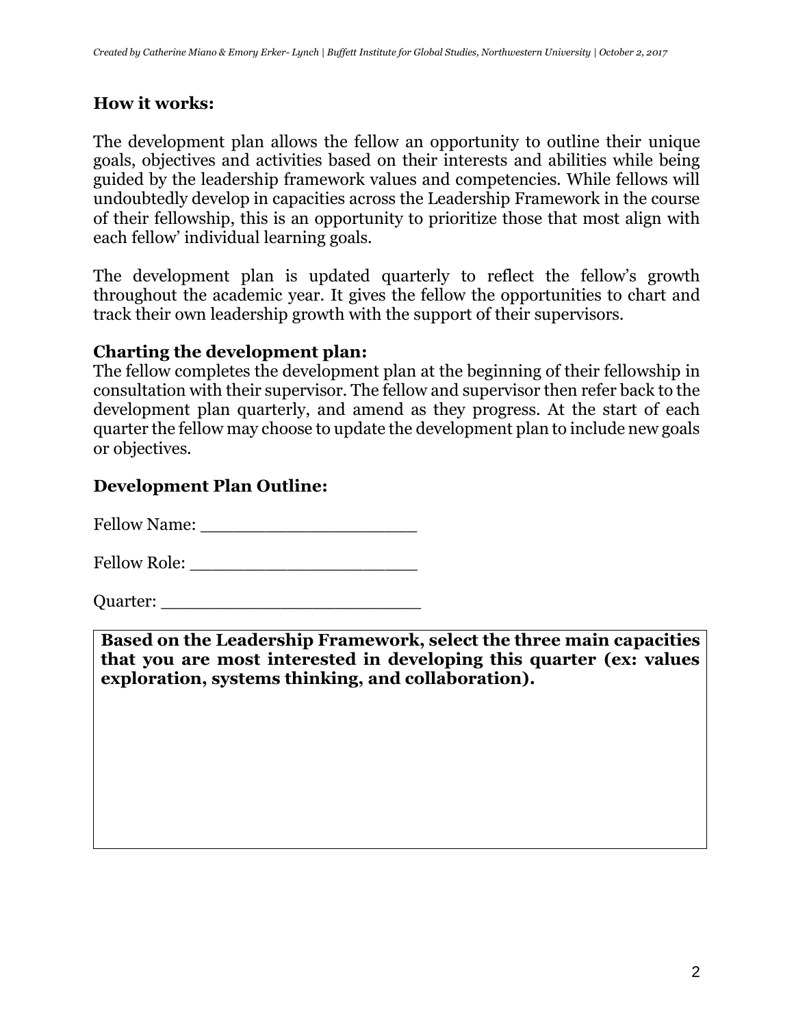## How it works:

The development plan allows the fellow an opportunity to outline their unique goals, objectives and activities based on their interests and abilities while being guided by the leadership framework values and competencies. While fellows will undoubtedly develop in capacities across the Leadership Framework in the course of their fellowship, this is an opportunity to prioritize those that most align with each fellow' individual learning goals.

The development plan is updated quarterly to reflect the fellow's growth throughout the academic year. It gives the fellow the opportunities to chart and track their own leadership growth with the support of their supervisors.

## Charting the development plan:

The fellow completes the development plan at the beginning of their fellowship in consultation with their supervisor. The fellow and supervisor then refer back to the development plan quarterly, and amend as they progress. At the start of each quarter the fellow may choose to update the development plan to include new goals or objectives.

## Development Plan Outline:

Fellow Name: ____________________

Fellow Role: _____________________

Quarter: _______________________

| **Based on the Leadership Framework, select the three main capacities that you are most interested in developing this quarter (ex: values exploration, systems thinking, and collaboration).** |
|---|
| |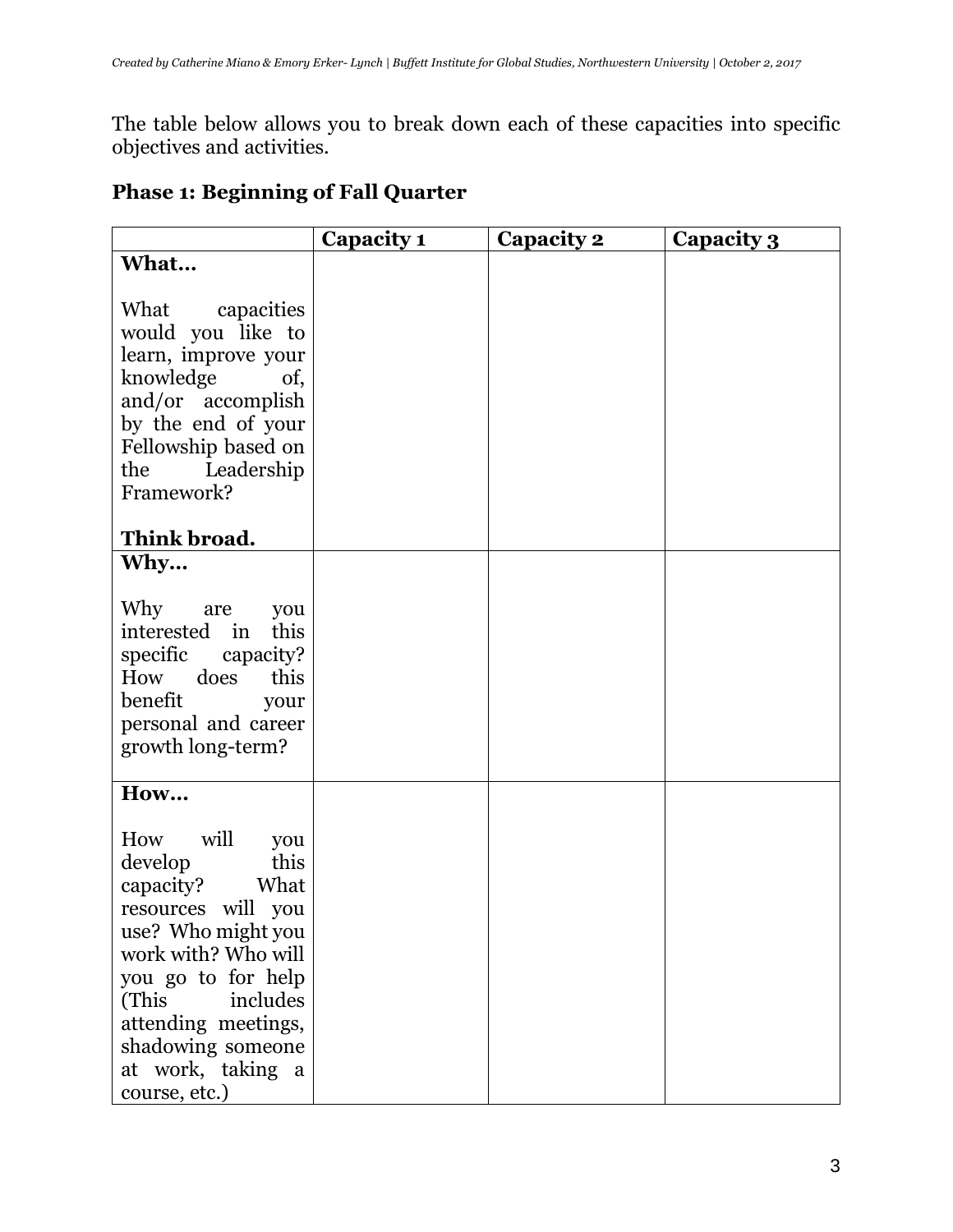The table below allows you to break down each of these capacities into specific objectives and activities.

### Phase 1: Beginning of Fall Quarter

| | **Capacity 1** | **Capacity 2** | **Capacity 3** |
|---|---|---|---|
| **What…**<br><br>What capacities would you like to learn, improve your knowledge of, and/or accomplish by the end of your Fellowship based on the Leadership Framework?<br><br>**Think broad.** | | | |
| **Why…**<br><br>Why are you interested in this specific capacity? How does this benefit your personal and career growth long-term? | | | |
| **How…**<br><br>How will you develop this capacity? What resources will you use? Who might you work with? Who will you go to for help (This includes attending meetings, shadowing someone at work, taking a course, etc.) | | | |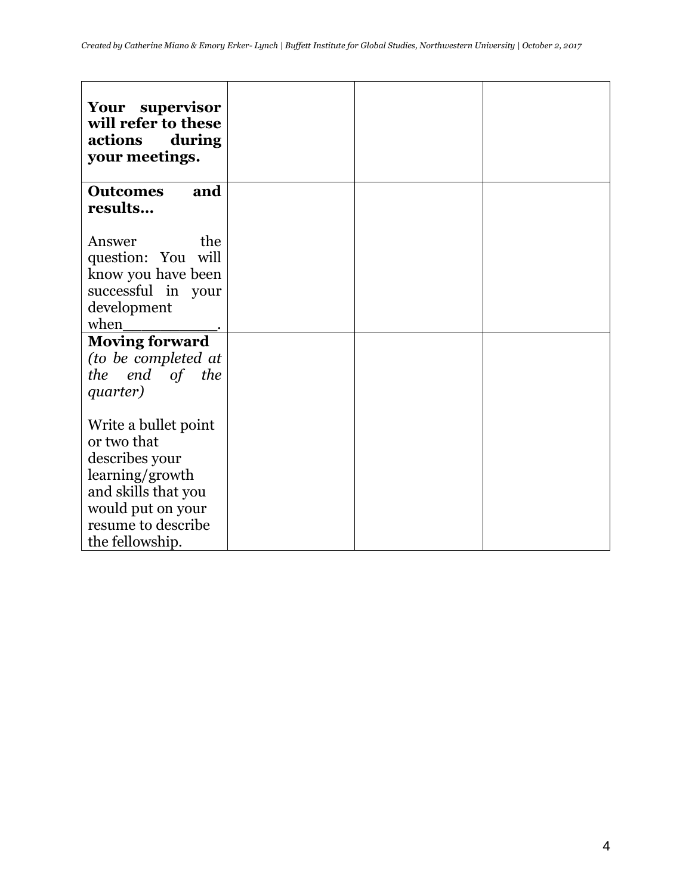| **Your supervisor will refer to these actions during your meetings.** | | | |
|---|---|---|---|
| **Outcomes and results…**<br><br>Answer the question: You will know you have been successful in your development when__________. | | | |
| **Moving forward** *(to be completed at the end of the quarter)*<br><br>Write a bullet point or two that describes your learning/growth and skills that you would put on your resume to describe the fellowship. | | | |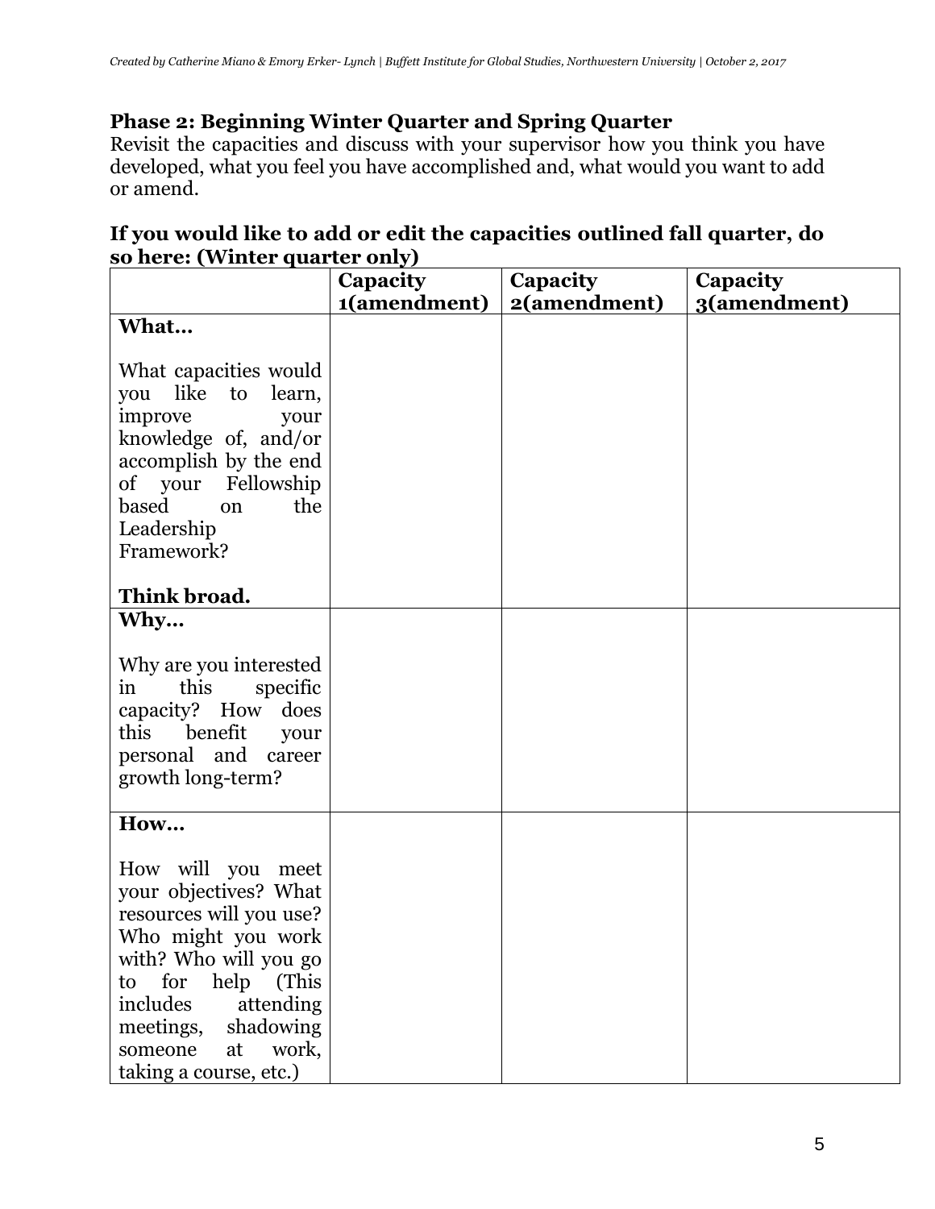### Phase 2: Beginning Winter Quarter and Spring Quarter

Revisit the capacities and discuss with your supervisor how you think you have developed, what you feel you have accomplished and, what would you want to add or amend.

### If you would like to add or edit the capacities outlined fall quarter, do so here: (Winter quarter only)

| | **Capacity 1(amendment)** | **Capacity 2(amendment)** | **Capacity 3(amendment)** |
|---|---|---|---|
| **What…** <br><br> What capacities would you like to learn, improve your knowledge of, and/or accomplish by the end of your Fellowship based on the Leadership Framework? <br><br> **Think broad.** | | | |
| **Why…** <br><br> Why are you interested in this specific capacity? How does this benefit your personal and career growth long-term? | | | |
| **How…** <br><br> How will you meet your objectives? What resources will you use? Who might you work with? Who will you go to for help (This includes attending meetings, shadowing someone at work, taking a course, etc.) | | | |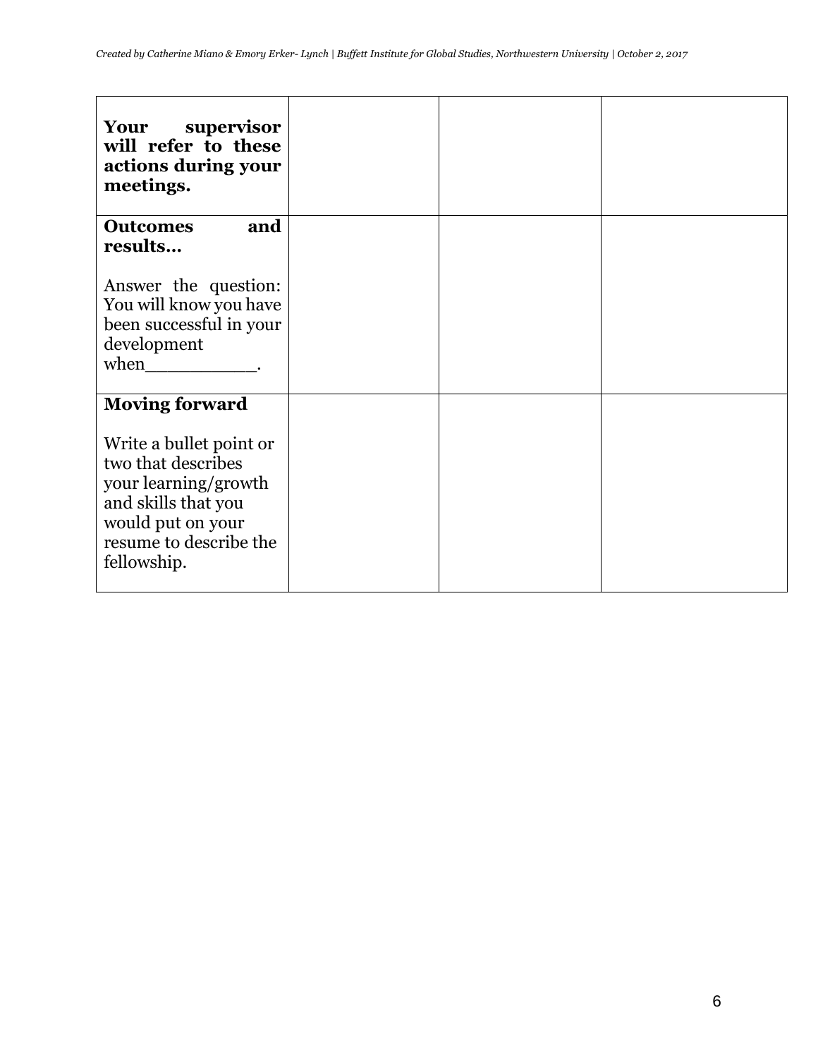| | | | |
|---|---|---|---|
| **Your supervisor will refer to these actions during your meetings.** | | | |
| **Outcomes and results…**<br><br>Answer the question: You will know you have been successful in your development when__________. | | | |
| **Moving forward**<br><br>Write a bullet point or two that describes your learning/growth and skills that you would put on your resume to describe the fellowship. | | | |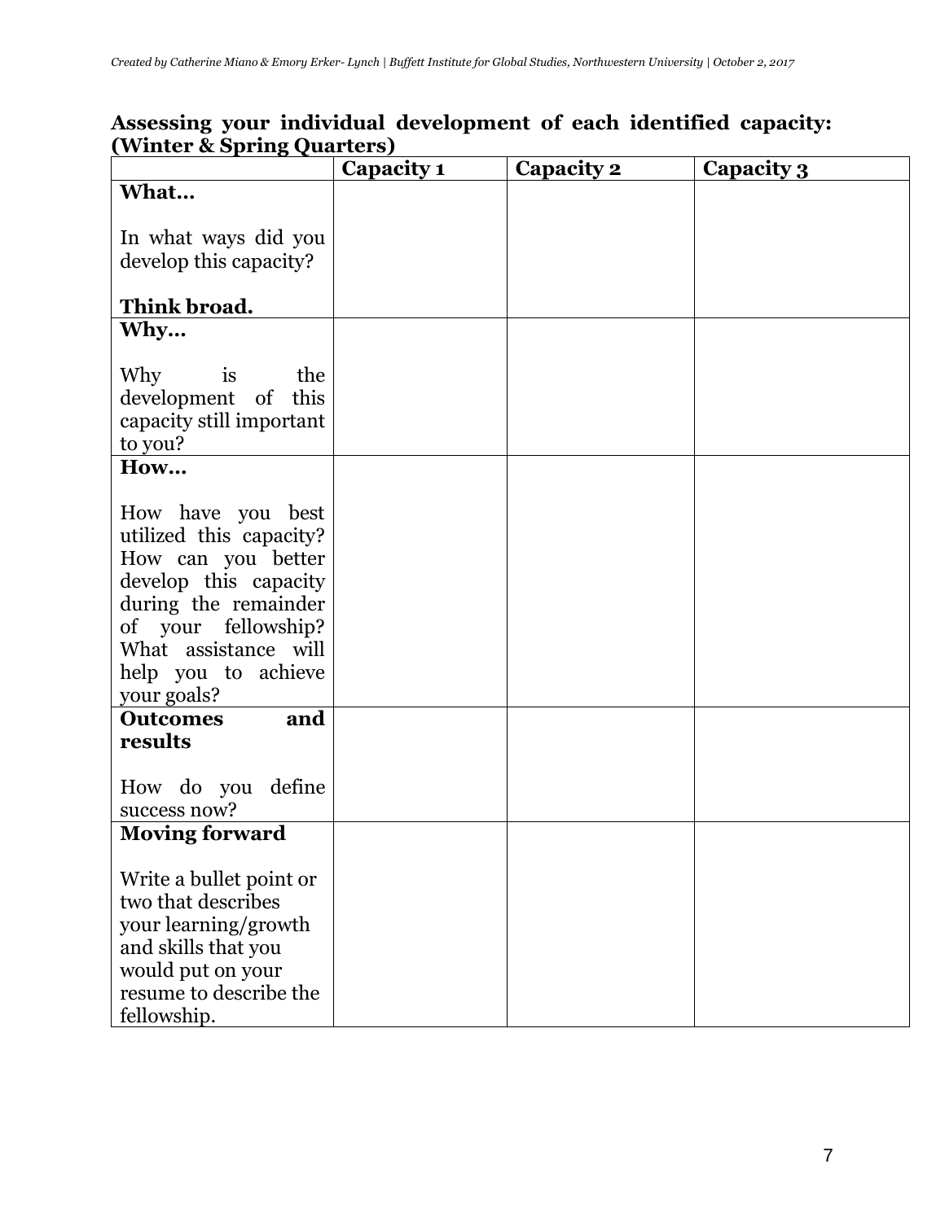**Assessing your individual development of each identified capacity: (Winter & Spring Quarters)**

| | Capacity 1 | Capacity 2 | Capacity 3 |
|---|---|---|---|
| **What…**<br><br>In what ways did you develop this capacity?<br><br>**Think broad.** | | | |
| **Why…**<br><br>Why is the development of this capacity still important to you? | | | |
| **How…**<br><br>How have you best utilized this capacity? How can you better develop this capacity during the remainder of your fellowship? What assistance will help you to achieve your goals? | | | |
| **Outcomes and results**<br><br>How do you define success now? | | | |
| **Moving forward**<br><br>Write a bullet point or two that describes your learning/growth and skills that you would put on your resume to describe the fellowship. | | | |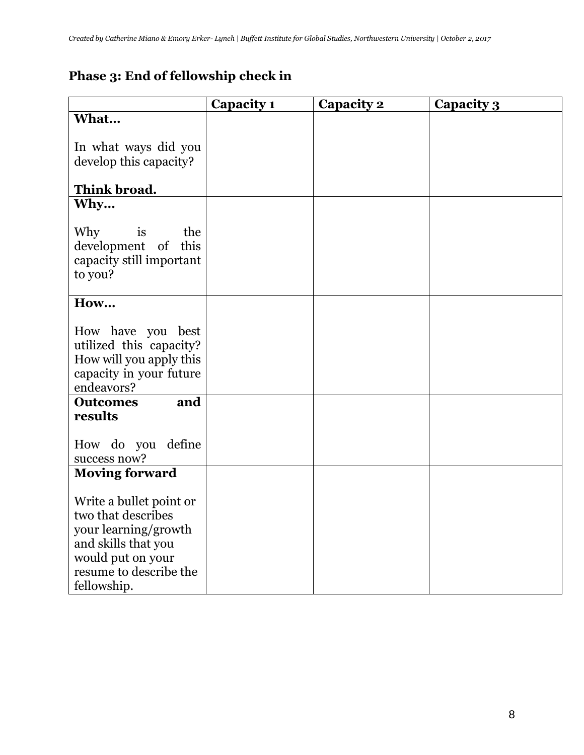## Phase 3: End of fellowship check in

| | Capacity 1 | Capacity 2 | Capacity 3 |
|---|---|---|---|
| **What…**<br><br>In what ways did you develop this capacity?<br><br>**Think broad.** | | | |
| **Why…**<br><br>Why is the development of this capacity still important to you? | | | |
| **How…**<br><br>How have you best utilized this capacity? How will you apply this capacity in your future endeavors? | | | |
| **Outcomes and results**<br><br>How do you define success now? | | | |
| **Moving forward**<br><br>Write a bullet point or two that describes your learning/growth and skills that you would put on your resume to describe the fellowship. | | | |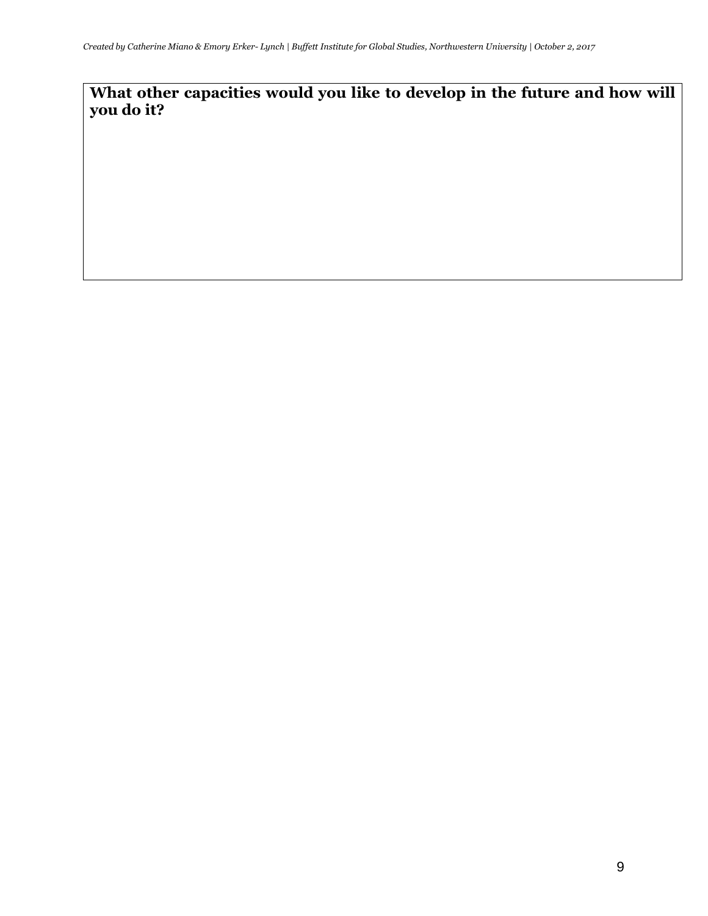**What other capacities would you like to develop in the future and how will you do it?**